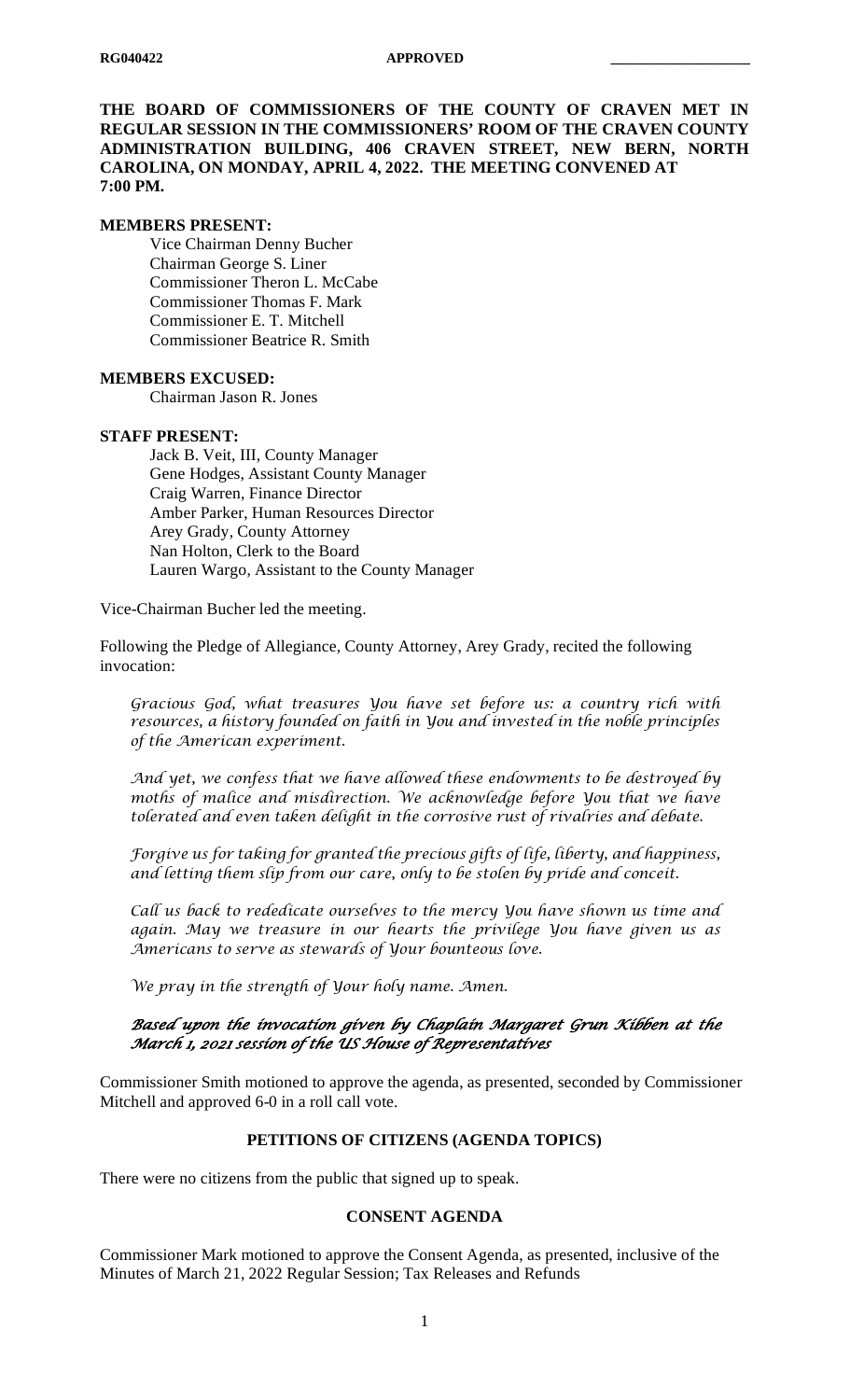RG040422 **APPROVED** ___________________

**THE BOARD OF COMMISSIONERS OF THE COUNTY OF CRAVEN MET IN REGULAR SESSION IN THE COMMISSIONERS' ROOM OF THE CRAVEN COUNTY ADMINISTRATION BUILDING, 406 CRAVEN STREET, NEW BERN, NORTH CAROLINA, ON MONDAY, APRIL 4, 2022. THE MEETING CONVENED AT 7:00 PM.**

**MEMBERS PRESENT:**

Vice Chairman Denny Bucher
Chairman George S. Liner
Commissioner Theron L. McCabe
Commissioner Thomas F. Mark
Commissioner E. T. Mitchell
Commissioner Beatrice R. Smith

**MEMBERS EXCUSED:**

Chairman Jason R. Jones

**STAFF PRESENT:**

Jack B. Veit, III, County Manager
Gene Hodges, Assistant County Manager
Craig Warren, Finance Director
Amber Parker, Human Resources Director
Arey Grady, County Attorney
Nan Holton, Clerk to the Board
Lauren Wargo, Assistant to the County Manager

Vice-Chairman Bucher led the meeting.

Following the Pledge of Allegiance, County Attorney, Arey Grady, recited the following invocation:

*Gracious God, what treasures You have set before us: a country rich with resources, a history founded on faith in You and invested in the noble principles of the American experiment.*

*And yet, we confess that we have allowed these endowments to be destroyed by moths of malice and misdirection. We acknowledge before You that we have tolerated and even taken delight in the corrosive rust of rivalries and debate.*

*Forgive us for taking for granted the precious gifts of life, liberty, and happiness, and letting them slip from our care, only to be stolen by pride and conceit.*

*Call us back to rededicate ourselves to the mercy You have shown us time and again. May we treasure in our hearts the privilege You have given us as Americans to serve as stewards of Your bounteous love.*

*We pray in the strength of Your holy name. Amen.*

***Based upon the invocation given by Chaplain Margaret Grun Kibben at the March 1, 2021 session of the US House of Representatives***

Commissioner Smith motioned to approve the agenda, as presented, seconded by Commissioner Mitchell and approved 6-0 in a roll call vote.

**PETITIONS OF CITIZENS (AGENDA TOPICS)**

There were no citizens from the public that signed up to speak.

**CONSENT AGENDA**

Commissioner Mark motioned to approve the Consent Agenda, as presented, inclusive of the Minutes of March 21, 2022 Regular Session; Tax Releases and Refunds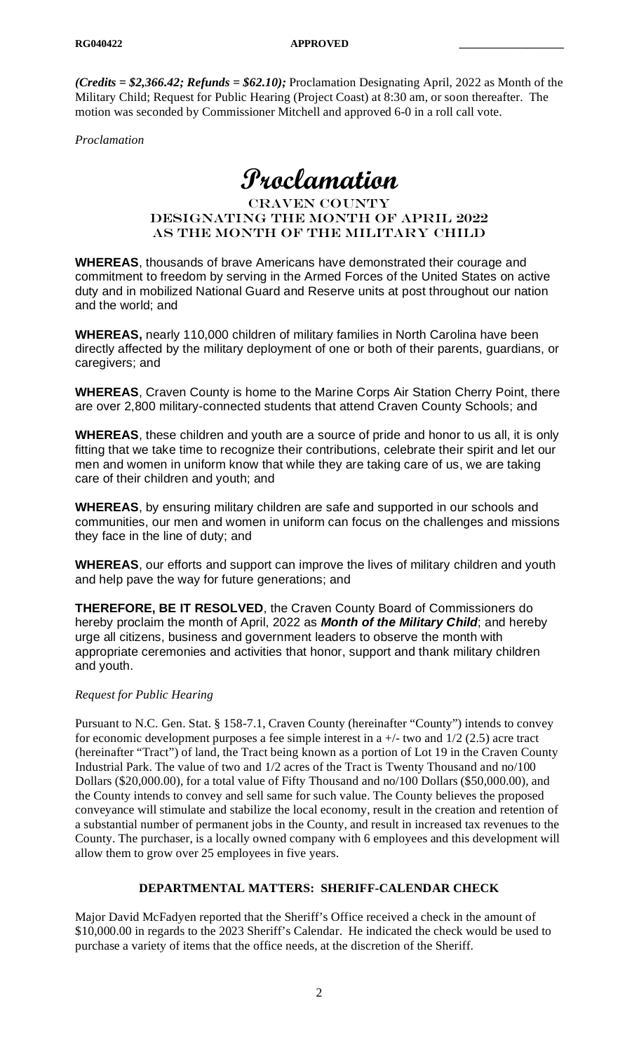***(Credits = $2,366.42; Refunds = $62.10);*** Proclamation Designating April, 2022 as Month of the Military Child; Request for Public Hearing (Project Coast) at 8:30 am, or soon thereafter. The motion was seconded by Commissioner Mitchell and approved 6-0 in a roll call vote.

*Proclamation*

# Proclamation

## CRAVEN COUNTY
## DESIGNATING THE MONTH OF APRIL 2022
## AS THE MONTH OF THE MILITARY CHILD

**WHEREAS**, thousands of brave Americans have demonstrated their courage and commitment to freedom by serving in the Armed Forces of the United States on active duty and in mobilized National Guard and Reserve units at post throughout our nation and the world; and

**WHEREAS,** nearly 110,000 children of military families in North Carolina have been directly affected by the military deployment of one or both of their parents, guardians, or caregivers; and

**WHEREAS**, Craven County is home to the Marine Corps Air Station Cherry Point, there are over 2,800 military-connected students that attend Craven County Schools; and

**WHEREAS**, these children and youth are a source of pride and honor to us all, it is only fitting that we take time to recognize their contributions, celebrate their spirit and let our men and women in uniform know that while they are taking care of us, we are taking care of their children and youth; and

**WHEREAS**, by ensuring military children are safe and supported in our schools and communities, our men and women in uniform can focus on the challenges and missions they face in the line of duty; and

**WHEREAS**, our efforts and support can improve the lives of military children and youth and help pave the way for future generations; and

**THEREFORE, BE IT RESOLVED**, the Craven County Board of Commissioners do hereby proclaim the month of April, 2022 as ***Month of the Military Child***; and hereby urge all citizens, business and government leaders to observe the month with appropriate ceremonies and activities that honor, support and thank military children and youth.

*Request for Public Hearing*

Pursuant to N.C. Gen. Stat. § 158-7.1, Craven County (hereinafter "County") intends to convey for economic development purposes a fee simple interest in a +/- two and 1/2 (2.5) acre tract (hereinafter "Tract") of land, the Tract being known as a portion of Lot 19 in the Craven County Industrial Park. The value of two and 1/2 acres of the Tract is Twenty Thousand and no/100 Dollars ($20,000.00), for a total value of Fifty Thousand and no/100 Dollars ($50,000.00), and the County intends to convey and sell same for such value. The County believes the proposed conveyance will stimulate and stabilize the local economy, result in the creation and retention of a substantial number of permanent jobs in the County, and result in increased tax revenues to the County. The purchaser, is a locally owned company with 6 employees and this development will allow them to grow over 25 employees in five years.

## DEPARTMENTAL MATTERS: SHERIFF-CALENDAR CHECK

Major David McFadyen reported that the Sheriff's Office received a check in the amount of $10,000.00 in regards to the 2023 Sheriff's Calendar. He indicated the check would be used to purchase a variety of items that the office needs, at the discretion of the Sheriff.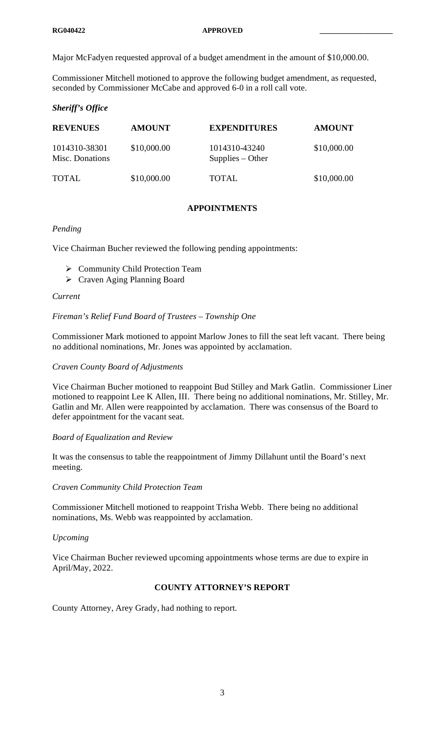Major McFadyen requested approval of a budget amendment in the amount of $10,000.00.

Commissioner Mitchell motioned to approve the following budget amendment, as requested, seconded by Commissioner McCabe and approved 6-0 in a roll call vote.

***Sheriff's Office***

| REVENUES | AMOUNT | EXPENDITURES | AMOUNT |
|---|---|---|---|
| 1014310-38301 Misc. Donations | $10,000.00 | 1014310-43240 Supplies – Other | $10,000.00 |
| TOTAL | $10,000.00 | TOTAL | $10,000.00 |

## APPOINTMENTS

*Pending*

Vice Chairman Bucher reviewed the following pending appointments:

- Community Child Protection Team
- Craven Aging Planning Board

*Current*

*Fireman's Relief Fund Board of Trustees – Township One*

Commissioner Mark motioned to appoint Marlow Jones to fill the seat left vacant. There being no additional nominations, Mr. Jones was appointed by acclamation.

*Craven County Board of Adjustments*

Vice Chairman Bucher motioned to reappoint Bud Stilley and Mark Gatlin. Commissioner Liner motioned to reappoint Lee K Allen, III. There being no additional nominations, Mr. Stilley, Mr. Gatlin and Mr. Allen were reappointed by acclamation. There was consensus of the Board to defer appointment for the vacant seat.

*Board of Equalization and Review*

It was the consensus to table the reappointment of Jimmy Dillahunt until the Board's next meeting.

*Craven Community Child Protection Team*

Commissioner Mitchell motioned to reappoint Trisha Webb. There being no additional nominations, Ms. Webb was reappointed by acclamation.

*Upcoming*

Vice Chairman Bucher reviewed upcoming appointments whose terms are due to expire in April/May, 2022.

## COUNTY ATTORNEY'S REPORT

County Attorney, Arey Grady, had nothing to report.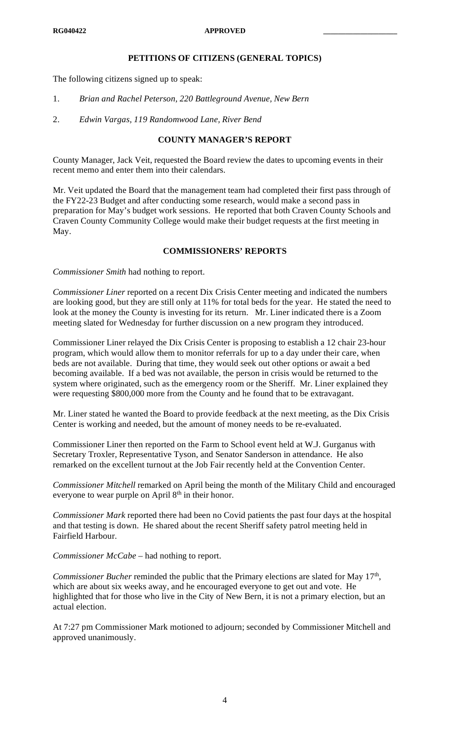## PETITIONS OF CITIZENS (GENERAL TOPICS)

The following citizens signed up to speak:

1. *Brian and Rachel Peterson, 220 Battleground Avenue, New Bern*
2. *Edwin Vargas, 119 Randomwood Lane, River Bend*

## COUNTY MANAGER'S REPORT

County Manager, Jack Veit, requested the Board review the dates to upcoming events in their recent memo and enter them into their calendars.

Mr. Veit updated the Board that the management team had completed their first pass through of the FY22-23 Budget and after conducting some research, would make a second pass in preparation for May's budget work sessions. He reported that both Craven County Schools and Craven County Community College would make their budget requests at the first meeting in May.

## COMMISSIONERS' REPORTS

*Commissioner Smith* had nothing to report.

*Commissioner Liner* reported on a recent Dix Crisis Center meeting and indicated the numbers are looking good, but they are still only at 11% for total beds for the year. He stated the need to look at the money the County is investing for its return. Mr. Liner indicated there is a Zoom meeting slated for Wednesday for further discussion on a new program they introduced.

Commissioner Liner relayed the Dix Crisis Center is proposing to establish a 12 chair 23-hour program, which would allow them to monitor referrals for up to a day under their care, when beds are not available. During that time, they would seek out other options or await a bed becoming available. If a bed was not available, the person in crisis would be returned to the system where originated, such as the emergency room or the Sheriff. Mr. Liner explained they were requesting $800,000 more from the County and he found that to be extravagant.

Mr. Liner stated he wanted the Board to provide feedback at the next meeting, as the Dix Crisis Center is working and needed, but the amount of money needs to be re-evaluated.

Commissioner Liner then reported on the Farm to School event held at W.J. Gurganus with Secretary Troxler, Representative Tyson, and Senator Sanderson in attendance. He also remarked on the excellent turnout at the Job Fair recently held at the Convention Center.

*Commissioner Mitchell* remarked on April being the month of the Military Child and encouraged everyone to wear purple on April 8th in their honor.

*Commissioner Mark* reported there had been no Covid patients the past four days at the hospital and that testing is down. He shared about the recent Sheriff safety patrol meeting held in Fairfield Harbour.

*Commissioner McCabe* – had nothing to report.

*Commissioner Bucher* reminded the public that the Primary elections are slated for May 17th, which are about six weeks away, and he encouraged everyone to get out and vote. He highlighted that for those who live in the City of New Bern, it is not a primary election, but an actual election.

At 7:27 pm Commissioner Mark motioned to adjourn; seconded by Commissioner Mitchell and approved unanimously.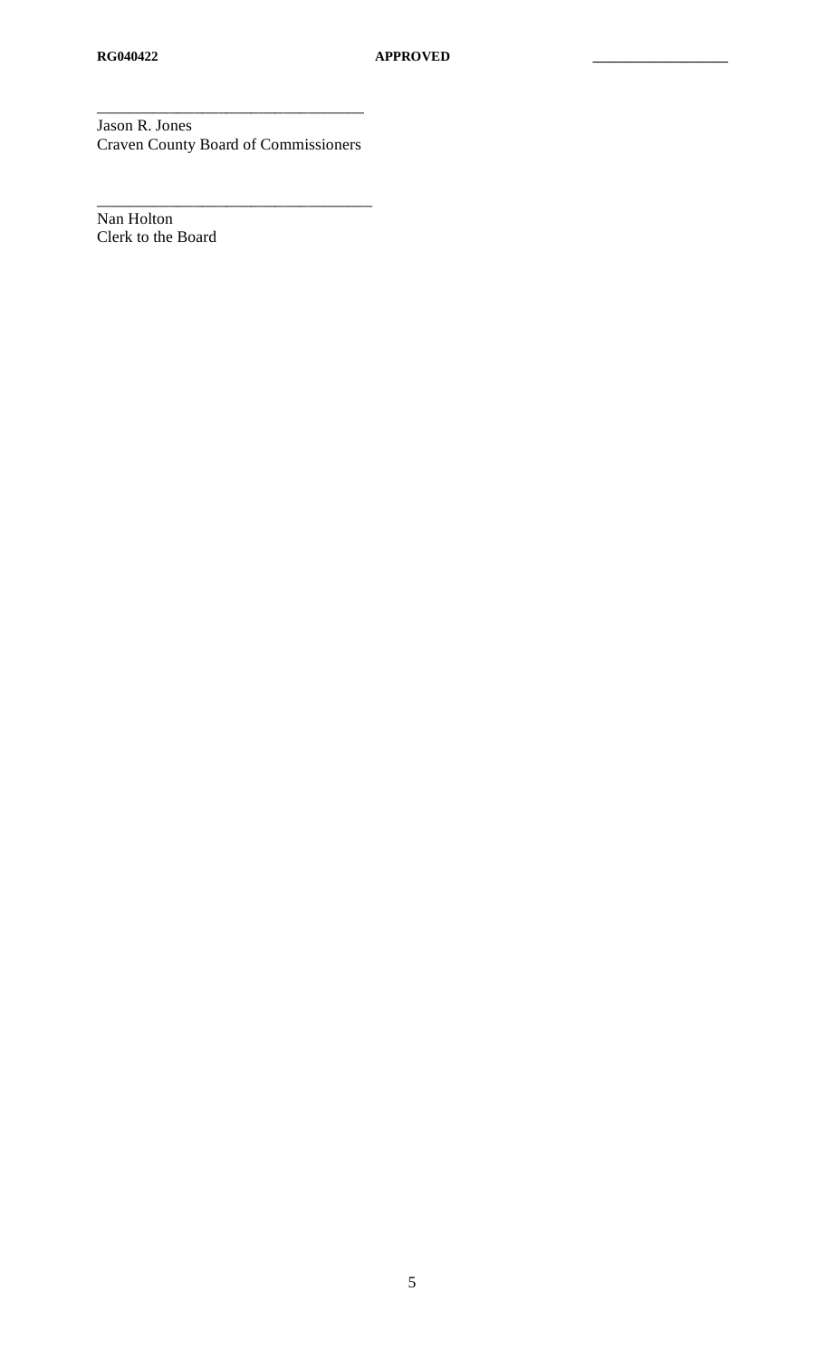\_\_\_\_\_\_\_\_\_\_\_\_\_\_\_\_\_\_\_\_\_\_\_\_\_\_\_\_\_\_\_\_\_

Jason R. Jones
Craven County Board of Commissioners

\_\_\_\_\_\_\_\_\_\_\_\_\_\_\_\_\_\_\_\_\_\_\_\_\_\_\_\_\_\_\_\_\_\_

Nan Holton
Clerk to the Board